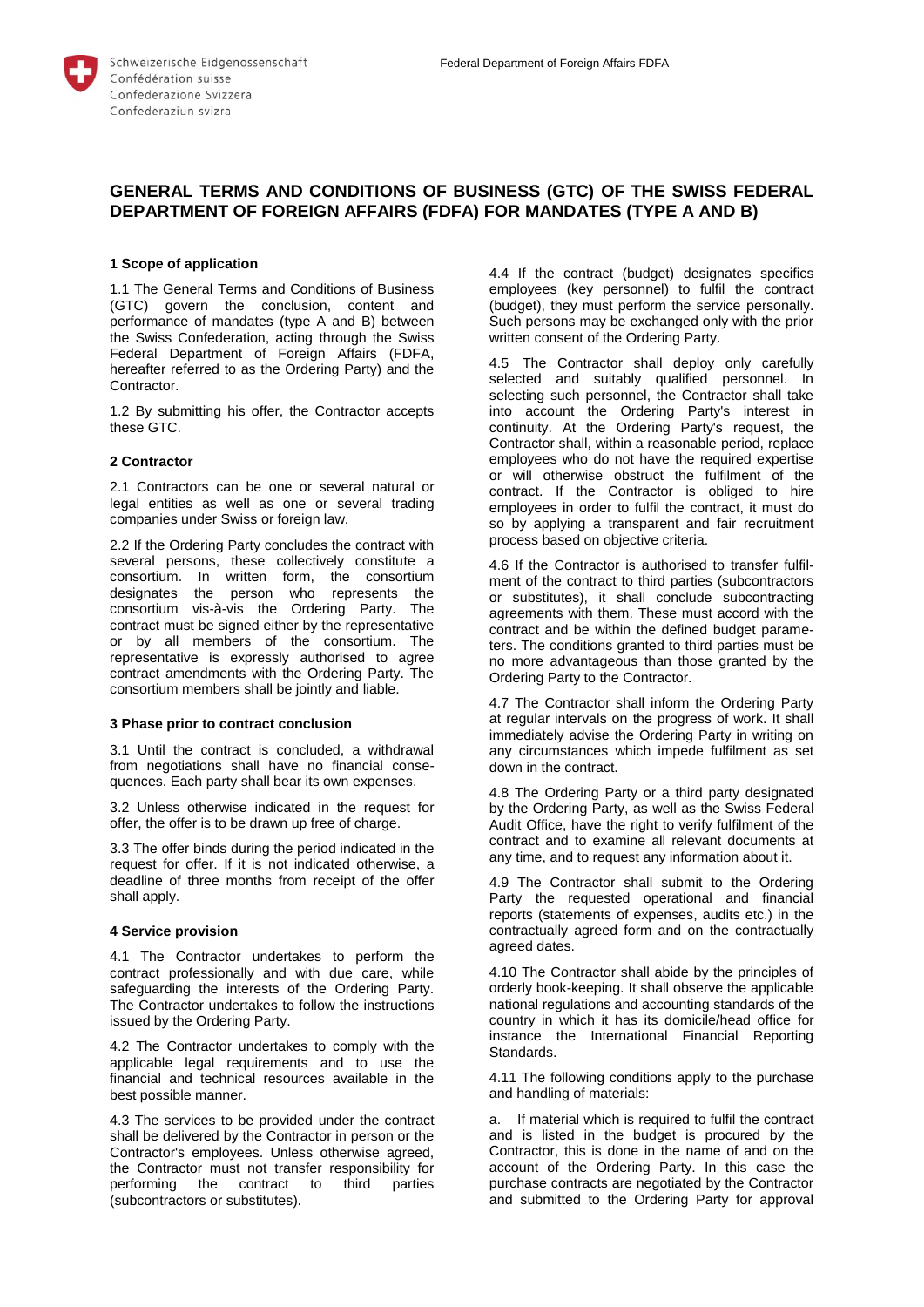Schweizerische Eidgenossenschaft
Confédération suisse
Confederazione Svizzera
Confederaziun svizra

Federal Department of Foreign Affairs FDFA

# GENERAL TERMS AND CONDITIONS OF BUSINESS (GTC) OF THE SWISS FEDERAL DEPARTMENT OF FOREIGN AFFAIRS (FDFA) FOR MANDATES (TYPE A AND B)

## 1 Scope of application

1.1 The General Terms and Conditions of Business (GTC) govern the conclusion, content and performance of mandates (type A and B) between the Swiss Confederation, acting through the Swiss Federal Department of Foreign Affairs (FDFA, hereafter referred to as the Ordering Party) and the Contractor.

1.2 By submitting his offer, the Contractor accepts these GTC.

## 2 Contractor

2.1 Contractors can be one or several natural or legal entities as well as one or several trading companies under Swiss or foreign law.

2.2 If the Ordering Party concludes the contract with several persons, these collectively constitute a consortium. In written form, the consortium designates the person who represents the consortium vis-à-vis the Ordering Party. The contract must be signed either by the representative or by all members of the consortium. The representative is expressly authorised to agree contract amendments with the Ordering Party. The consortium members shall be jointly and liable.

## 3 Phase prior to contract conclusion

3.1 Until the contract is concluded, a withdrawal from negotiations shall have no financial consequences. Each party shall bear its own expenses.

3.2 Unless otherwise indicated in the request for offer, the offer is to be drawn up free of charge.

3.3 The offer binds during the period indicated in the request for offer. If it is not indicated otherwise, a deadline of three months from receipt of the offer shall apply.

## 4 Service provision

4.1 The Contractor undertakes to perform the contract professionally and with due care, while safeguarding the interests of the Ordering Party. The Contractor undertakes to follow the instructions issued by the Ordering Party.

4.2 The Contractor undertakes to comply with the applicable legal requirements and to use the financial and technical resources available in the best possible manner.

4.3 The services to be provided under the contract shall be delivered by the Contractor in person or the Contractor's employees. Unless otherwise agreed, the Contractor must not transfer responsibility for performing the contract to third parties (subcontractors or substitutes).

4.4 If the contract (budget) designates specifics employees (key personnel) to fulfil the contract (budget), they must perform the service personally. Such persons may be exchanged only with the prior written consent of the Ordering Party.

4.5 The Contractor shall deploy only carefully selected and suitably qualified personnel. In selecting such personnel, the Contractor shall take into account the Ordering Party's interest in continuity. At the Ordering Party's request, the Contractor shall, within a reasonable period, replace employees who do not have the required expertise or will otherwise obstruct the fulfilment of the contract. If the Contractor is obliged to hire employees in order to fulfil the contract, it must do so by applying a transparent and fair recruitment process based on objective criteria.

4.6 If the Contractor is authorised to transfer fulfilment of the contract to third parties (subcontractors or substitutes), it shall conclude subcontracting agreements with them. These must accord with the contract and be within the defined budget parameters. The conditions granted to third parties must be no more advantageous than those granted by the Ordering Party to the Contractor.

4.7 The Contractor shall inform the Ordering Party at regular intervals on the progress of work. It shall immediately advise the Ordering Party in writing on any circumstances which impede fulfilment as set down in the contract.

4.8 The Ordering Party or a third party designated by the Ordering Party, as well as the Swiss Federal Audit Office, have the right to verify fulfilment of the contract and to examine all relevant documents at any time, and to request any information about it.

4.9 The Contractor shall submit to the Ordering Party the requested operational and financial reports (statements of expenses, audits etc.) in the contractually agreed form and on the contractually agreed dates.

4.10 The Contractor shall abide by the principles of orderly book-keeping. It shall observe the applicable national regulations and accounting standards of the country in which it has its domicile/head office for instance the International Financial Reporting Standards.

4.11 The following conditions apply to the purchase and handling of materials:

a. If material which is required to fulfil the contract and is listed in the budget is procured by the Contractor, this is done in the name of and on the account of the Ordering Party. In this case the purchase contracts are negotiated by the Contractor and submitted to the Ordering Party for approval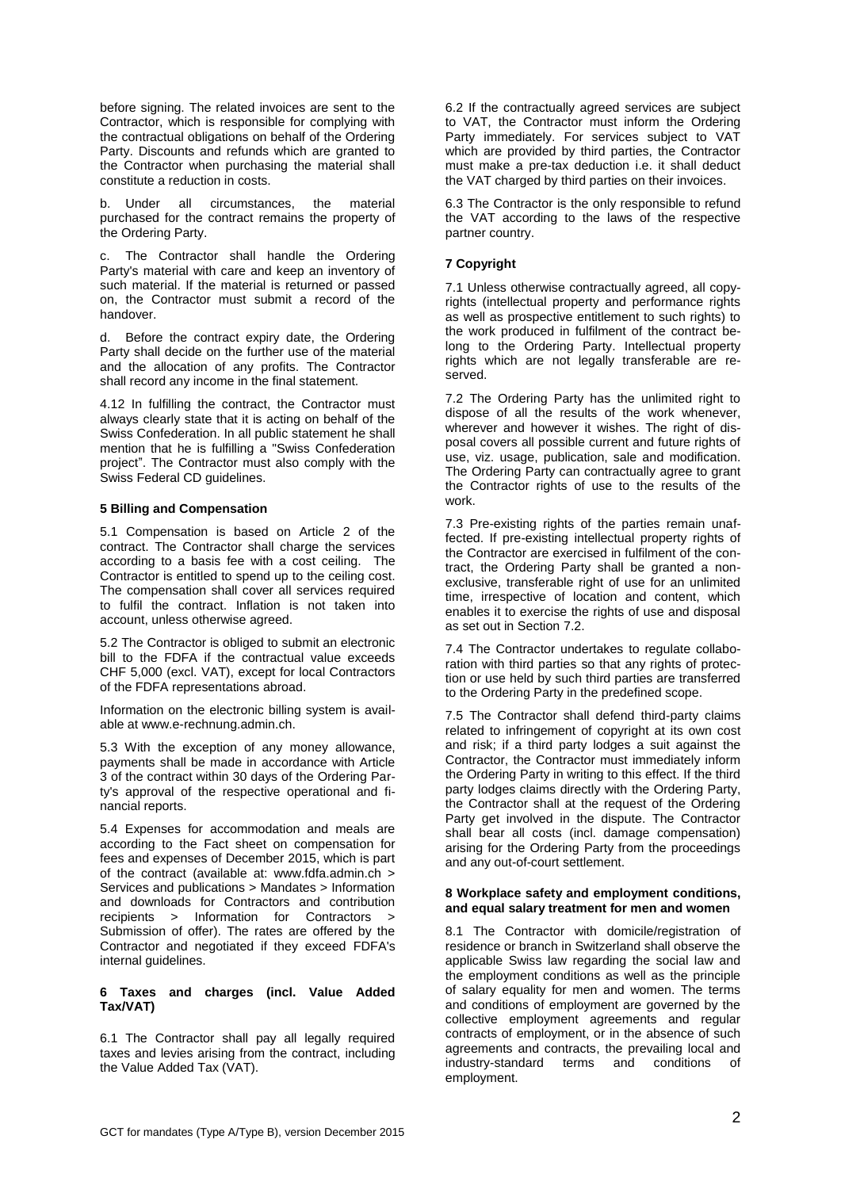before signing. The related invoices are sent to the Contractor, which is responsible for complying with the contractual obligations on behalf of the Ordering Party. Discounts and refunds which are granted to the Contractor when purchasing the material shall constitute a reduction in costs.

b. Under all circumstances, the material purchased for the contract remains the property of the Ordering Party.

c. The Contractor shall handle the Ordering Party's material with care and keep an inventory of such material. If the material is returned or passed on, the Contractor must submit a record of the handover.

d. Before the contract expiry date, the Ordering Party shall decide on the further use of the material and the allocation of any profits. The Contractor shall record any income in the final statement.

4.12 In fulfilling the contract, the Contractor must always clearly state that it is acting on behalf of the Swiss Confederation. In all public statement he shall mention that he is fulfilling a "Swiss Confederation project". The Contractor must also comply with the Swiss Federal CD guidelines.

### 5 Billing and Compensation

5.1 Compensation is based on Article 2 of the contract. The Contractor shall charge the services according to a basis fee with a cost ceiling. The Contractor is entitled to spend up to the ceiling cost. The compensation shall cover all services required to fulfil the contract. Inflation is not taken into account, unless otherwise agreed.

5.2 The Contractor is obliged to submit an electronic bill to the FDFA if the contractual value exceeds CHF 5,000 (excl. VAT), except for local Contractors of the FDFA representations abroad.

Information on the electronic billing system is available at www.e-rechnung.admin.ch.

5.3 With the exception of any money allowance, payments shall be made in accordance with Article 3 of the contract within 30 days of the Ordering Party's approval of the respective operational and financial reports.

5.4 Expenses for accommodation and meals are according to the Fact sheet on compensation for fees and expenses of December 2015, which is part of the contract (available at: www.fdfa.admin.ch > Services and publications > Mandates > Information and downloads for Contractors and contribution recipients > Information for Contractors > Submission of offer). The rates are offered by the Contractor and negotiated if they exceed FDFA's internal guidelines.

### 6 Taxes and charges (incl. Value Added Tax/VAT)

6.1 The Contractor shall pay all legally required taxes and levies arising from the contract, including the Value Added Tax (VAT).

6.2 If the contractually agreed services are subject to VAT, the Contractor must inform the Ordering Party immediately. For services subject to VAT which are provided by third parties, the Contractor must make a pre-tax deduction i.e. it shall deduct the VAT charged by third parties on their invoices.

6.3 The Contractor is the only responsible to refund the VAT according to the laws of the respective partner country.

### 7 Copyright

7.1 Unless otherwise contractually agreed, all copyrights (intellectual property and performance rights as well as prospective entitlement to such rights) to the work produced in fulfilment of the contract belong to the Ordering Party. Intellectual property rights which are not legally transferable are reserved.

7.2 The Ordering Party has the unlimited right to dispose of all the results of the work whenever, wherever and however it wishes. The right of disposal covers all possible current and future rights of use, viz. usage, publication, sale and modification. The Ordering Party can contractually agree to grant the Contractor rights of use to the results of the work.

7.3 Pre-existing rights of the parties remain unaffected. If pre-existing intellectual property rights of the Contractor are exercised in fulfilment of the contract, the Ordering Party shall be granted a non-exclusive, transferable right of use for an unlimited time, irrespective of location and content, which enables it to exercise the rights of use and disposal as set out in Section 7.2.

7.4 The Contractor undertakes to regulate collaboration with third parties so that any rights of protection or use held by such third parties are transferred to the Ordering Party in the predefined scope.

7.5 The Contractor shall defend third-party claims related to infringement of copyright at its own cost and risk; if a third party lodges a suit against the Contractor, the Contractor must immediately inform the Ordering Party in writing to this effect. If the third party lodges claims directly with the Ordering Party, the Contractor shall at the request of the Ordering Party get involved in the dispute. The Contractor shall bear all costs (incl. damage compensation) arising for the Ordering Party from the proceedings and any out-of-court settlement.

### 8 Workplace safety and employment conditions, and equal salary treatment for men and women

8.1 The Contractor with domicile/registration of residence or branch in Switzerland shall observe the applicable Swiss law regarding the social law and the employment conditions as well as the principle of salary equality for men and women. The terms and conditions of employment are governed by the collective employment agreements and regular contracts of employment, or in the absence of such agreements and contracts, the prevailing local and industry-standard terms and conditions of employment.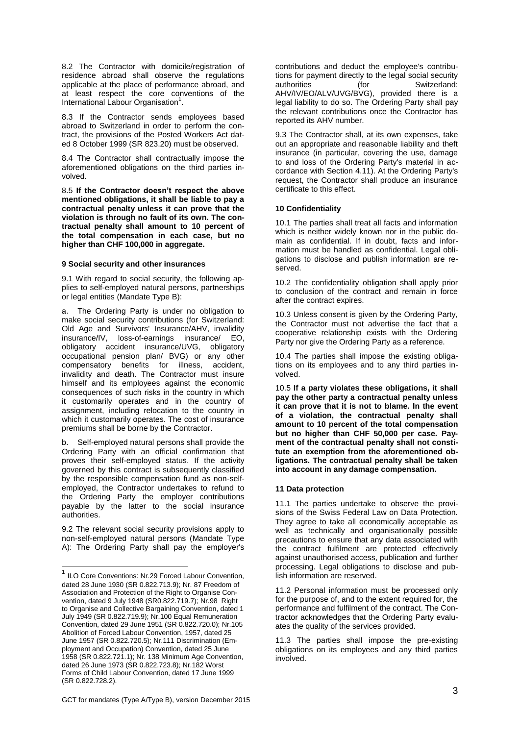8.2 The Contractor with domicile/registration of residence abroad shall observe the regulations applicable at the place of performance abroad, and at least respect the core conventions of the International Labour Organisation[1].

8.3 If the Contractor sends employees based abroad to Switzerland in order to perform the contract, the provisions of the Posted Workers Act dated 8 October 1999 (SR 823.20) must be observed.

8.4 The Contractor shall contractually impose the aforementioned obligations on the third parties involved.

8.5 **If the Contractor doesn't respect the above mentioned obligations, it shall be liable to pay a contractual penalty unless it can prove that the violation is through no fault of its own. The contractual penalty shall amount to 10 percent of the total compensation in each case, but no higher than CHF 100,000 in aggregate.**

#### 9 Social security and other insurances

9.1 With regard to social security, the following applies to self-employed natural persons, partnerships or legal entities (Mandate Type B):

a. The Ordering Party is under no obligation to make social security contributions (for Switzerland: Old Age and Survivors' Insurance/AHV, invalidity insurance/IV, loss-of-earnings insurance/ EO, obligatory accident insurance/UVG, obligatory occupational pension plan/ BVG) or any other compensatory benefits for illness, accident, invalidity and death. The Contractor must insure himself and its employees against the economic consequences of such risks in the country in which it customarily operates and in the country of assignment, including relocation to the country in which it customarily operates. The cost of insurance premiums shall be borne by the Contractor.

b. Self-employed natural persons shall provide the Ordering Party with an official confirmation that proves their self-employed status. If the activity governed by this contract is subsequently classified by the responsible compensation fund as non-self-employed, the Contractor undertakes to refund to the Ordering Party the employer contributions payable by the latter to the social insurance authorities.

9.2 The relevant social security provisions apply to non-self-employed natural persons (Mandate Type A): The Ordering Party shall pay the employer's contributions and deduct the employee's contributions for payment directly to the legal social security authorities (for Switzerland: AHV/IV/EO/ALV/UVG/BVG), provided there is a legal liability to do so. The Ordering Party shall pay the relevant contributions once the Contractor has reported its AHV number.

9.3 The Contractor shall, at its own expenses, take out an appropriate and reasonable liability and theft insurance (in particular, covering the use, damage to and loss of the Ordering Party's material in accordance with Section 4.11). At the Ordering Party's request, the Contractor shall produce an insurance certificate to this effect.

#### 10 Confidentiality

10.1 The parties shall treat all facts and information which is neither widely known nor in the public domain as confidential. If in doubt, facts and information must be handled as confidential. Legal obligations to disclose and publish information are reserved.

10.2 The confidentiality obligation shall apply prior to conclusion of the contract and remain in force after the contract expires.

10.3 Unless consent is given by the Ordering Party, the Contractor must not advertise the fact that a cooperative relationship exists with the Ordering Party nor give the Ordering Party as a reference.

10.4 The parties shall impose the existing obligations on its employees and to any third parties involved.

10.5 **If a party violates these obligations, it shall pay the other party a contractual penalty unless it can prove that it is not to blame. In the event of a violation, the contractual penalty shall amount to 10 percent of the total compensation but no higher than CHF 50,000 per case. Payment of the contractual penalty shall not constitute an exemption from the aforementioned obligations. The contractual penalty shall be taken into account in any damage compensation.**

#### 11 Data protection

11.1 The parties undertake to observe the provisions of the Swiss Federal Law on Data Protection. They agree to take all economically acceptable as well as technically and organisationally possible precautions to ensure that any data associated with the contract fulfilment are protected effectively against unauthorised access, publication and further processing. Legal obligations to disclose and publish information are reserved.

11.2 Personal information must be processed only for the purpose of, and to the extent required for, the performance and fulfilment of the contract. The Contractor acknowledges that the Ordering Party evaluates the quality of the services provided.

11.3 The parties shall impose the pre-existing obligations on its employees and any third parties involved.

---

[1] ILO Core Conventions: Nr.29 Forced Labour Convention, dated 28 June 1930 (SR 0.822.713.9); Nr. 87 Freedom of Association and Protection of the Right to Organise Convention, dated 9 July 1948 (SR0.822.719.7); Nr.98 Right to Organise and Collective Bargaining Convention, dated 1 July 1949 (SR 0.822.719.9); Nr.100 Equal Remuneration Convention, dated 29 June 1951 (SR 0.822.720.0); Nr.105 Abolition of Forced Labour Convention, 1957, dated 25 June 1957 (SR 0.822.720.5); Nr.111 Discrimination (Employment and Occupation) Convention, dated 25 June 1958 (SR 0.822.721.1); Nr. 138 Minimum Age Convention, dated 26 June 1973 (SR 0.822.723.8); Nr.182 Worst Forms of Child Labour Convention, dated 17 June 1999 (SR 0.822.728.2).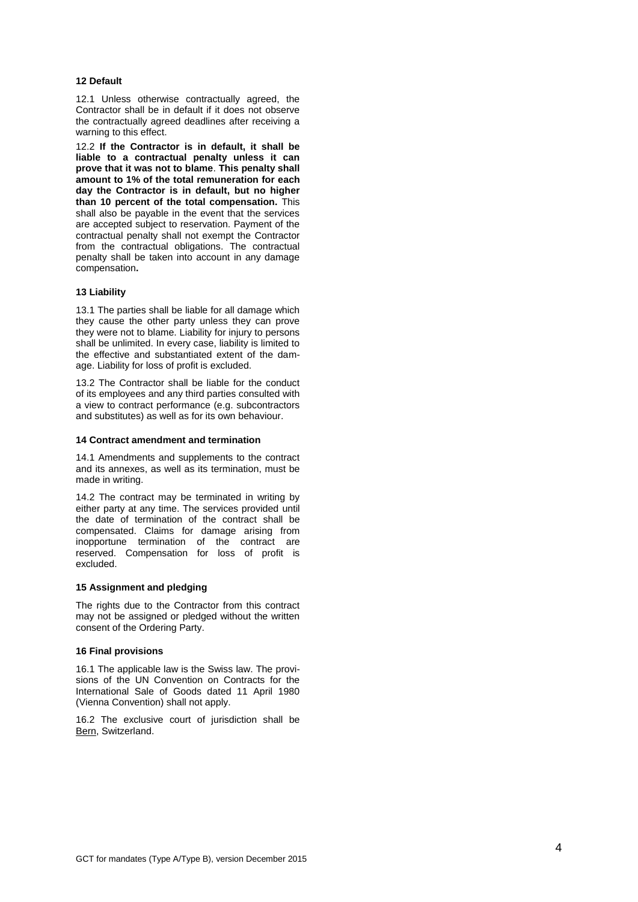### 12 Default

12.1 Unless otherwise contractually agreed, the Contractor shall be in default if it does not observe the contractually agreed deadlines after receiving a warning to this effect.

12.2 **If the Contractor is in default, it shall be liable to a contractual penalty unless it can prove that it was not to blame**. **This penalty shall amount to 1% of the total remuneration for each day the Contractor is in default, but no higher than 10 percent of the total compensation.** This shall also be payable in the event that the services are accepted subject to reservation. Payment of the contractual penalty shall not exempt the Contractor from the contractual obligations. The contractual penalty shall be taken into account in any damage compensation**.**

### 13 Liability

13.1 The parties shall be liable for all damage which they cause the other party unless they can prove they were not to blame. Liability for injury to persons shall be unlimited. In every case, liability is limited to the effective and substantiated extent of the damage. Liability for loss of profit is excluded.

13.2 The Contractor shall be liable for the conduct of its employees and any third parties consulted with a view to contract performance (e.g. subcontractors and substitutes) as well as for its own behaviour.

### 14 Contract amendment and termination

14.1 Amendments and supplements to the contract and its annexes, as well as its termination, must be made in writing.

14.2 The contract may be terminated in writing by either party at any time. The services provided until the date of termination of the contract shall be compensated. Claims for damage arising from inopportune termination of the contract are reserved. Compensation for loss of profit is excluded.

### 15 Assignment and pledging

The rights due to the Contractor from this contract may not be assigned or pledged without the written consent of the Ordering Party.

### 16 Final provisions

16.1 The applicable law is the Swiss law. The provisions of the UN Convention on Contracts for the International Sale of Goods dated 11 April 1980 (Vienna Convention) shall not apply.

16.2 The exclusive court of jurisdiction shall be Bern, Switzerland.